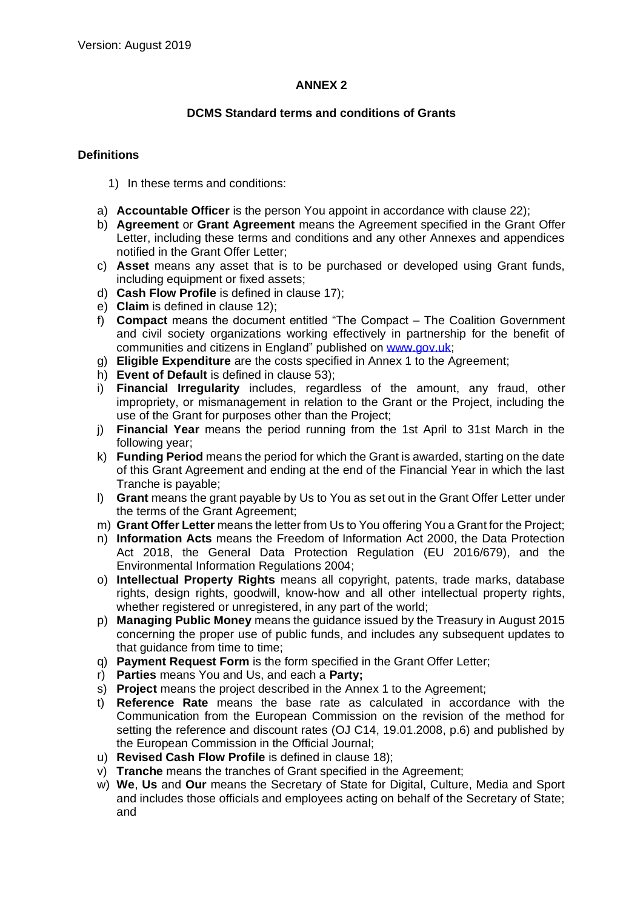Version: August 2019

**ANNEX 2**

**DCMS Standard terms and conditions of Grants**

**Definitions**

1) In these terms and conditions:

a) **Accountable Officer** is the person You appoint in accordance with clause 22);
b) **Agreement** or **Grant Agreement** means the Agreement specified in the Grant Offer Letter, including these terms and conditions and any other Annexes and appendices notified in the Grant Offer Letter;
c) **Asset** means any asset that is to be purchased or developed using Grant funds, including equipment or fixed assets;
d) **Cash Flow Profile** is defined in clause 17);
e) **Claim** is defined in clause 12);
f) **Compact** means the document entitled "The Compact – The Coalition Government and civil society organizations working effectively in partnership for the benefit of communities and citizens in England" published on www.gov.uk;
g) **Eligible Expenditure** are the costs specified in Annex 1 to the Agreement;
h) **Event of Default** is defined in clause 53);
i) **Financial Irregularity** includes, regardless of the amount, any fraud, other impropriety, or mismanagement in relation to the Grant or the Project, including the use of the Grant for purposes other than the Project;
j) **Financial Year** means the period running from the 1st April to 31st March in the following year;
k) **Funding Period** means the period for which the Grant is awarded, starting on the date of this Grant Agreement and ending at the end of the Financial Year in which the last Tranche is payable;
l) **Grant** means the grant payable by Us to You as set out in the Grant Offer Letter under the terms of the Grant Agreement;
m) **Grant Offer Letter** means the letter from Us to You offering You a Grant for the Project;
n) **Information Acts** means the Freedom of Information Act 2000, the Data Protection Act 2018, the General Data Protection Regulation (EU 2016/679), and the Environmental Information Regulations 2004;
o) **Intellectual Property Rights** means all copyright, patents, trade marks, database rights, design rights, goodwill, know-how and all other intellectual property rights, whether registered or unregistered, in any part of the world;
p) **Managing Public Money** means the guidance issued by the Treasury in August 2015 concerning the proper use of public funds, and includes any subsequent updates to that guidance from time to time;
q) **Payment Request Form** is the form specified in the Grant Offer Letter;
r) **Parties** means You and Us, and each a **Party;**
s) **Project** means the project described in the Annex 1 to the Agreement;
t) **Reference Rate** means the base rate as calculated in accordance with the Communication from the European Commission on the revision of the method for setting the reference and discount rates (OJ C14, 19.01.2008, p.6) and published by the European Commission in the Official Journal;
u) **Revised Cash Flow Profile** is defined in clause 18);
v) **Tranche** means the tranches of Grant specified in the Agreement;
w) **We**, **Us** and **Our** means the Secretary of State for Digital, Culture, Media and Sport and includes those officials and employees acting on behalf of the Secretary of State; and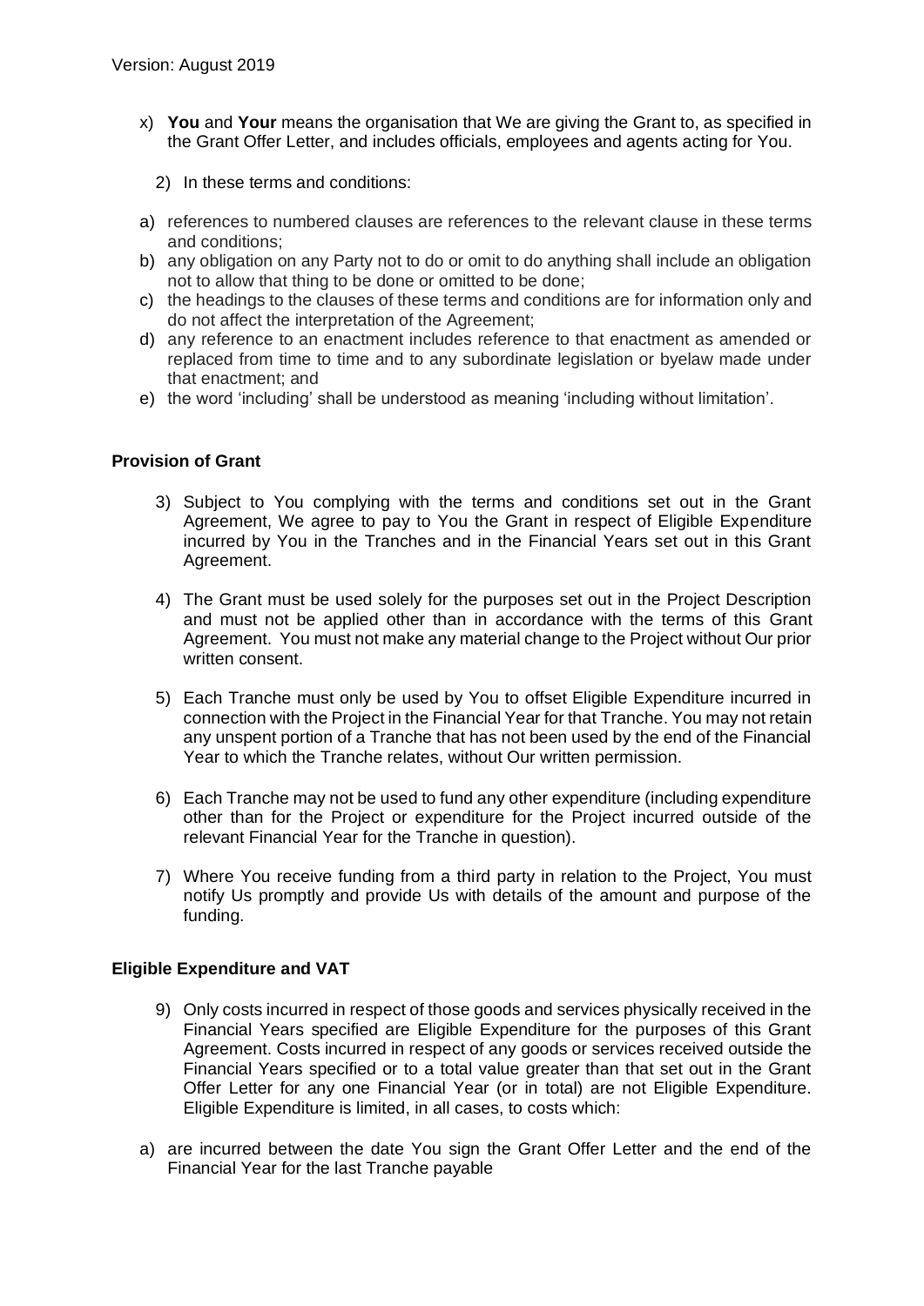x) **You** and **Your** means the organisation that We are giving the Grant to, as specified in the Grant Offer Letter, and includes officials, employees and agents acting for You.

2) In these terms and conditions:

a) references to numbered clauses are references to the relevant clause in these terms and conditions;
b) any obligation on any Party not to do or omit to do anything shall include an obligation not to allow that thing to be done or omitted to be done;
c) the headings to the clauses of these terms and conditions are for information only and do not affect the interpretation of the Agreement;
d) any reference to an enactment includes reference to that enactment as amended or replaced from time to time and to any subordinate legislation or byelaw made under that enactment; and
e) the word 'including' shall be understood as meaning 'including without limitation'.

**Provision of Grant**

3) Subject to You complying with the terms and conditions set out in the Grant Agreement, We agree to pay to You the Grant in respect of Eligible Expenditure incurred by You in the Tranches and in the Financial Years set out in this Grant Agreement.

4) The Grant must be used solely for the purposes set out in the Project Description and must not be applied other than in accordance with the terms of this Grant Agreement. You must not make any material change to the Project without Our prior written consent.

5) Each Tranche must only be used by You to offset Eligible Expenditure incurred in connection with the Project in the Financial Year for that Tranche. You may not retain any unspent portion of a Tranche that has not been used by the end of the Financial Year to which the Tranche relates, without Our written permission.

6) Each Tranche may not be used to fund any other expenditure (including expenditure other than for the Project or expenditure for the Project incurred outside of the relevant Financial Year for the Tranche in question).

7) Where You receive funding from a third party in relation to the Project, You must notify Us promptly and provide Us with details of the amount and purpose of the funding.

**Eligible Expenditure and VAT**

9) Only costs incurred in respect of those goods and services physically received in the Financial Years specified are Eligible Expenditure for the purposes of this Grant Agreement. Costs incurred in respect of any goods or services received outside the Financial Years specified or to a total value greater than that set out in the Grant Offer Letter for any one Financial Year (or in total) are not Eligible Expenditure. Eligible Expenditure is limited, in all cases, to costs which:

a) are incurred between the date You sign the Grant Offer Letter and the end of the Financial Year for the last Tranche payable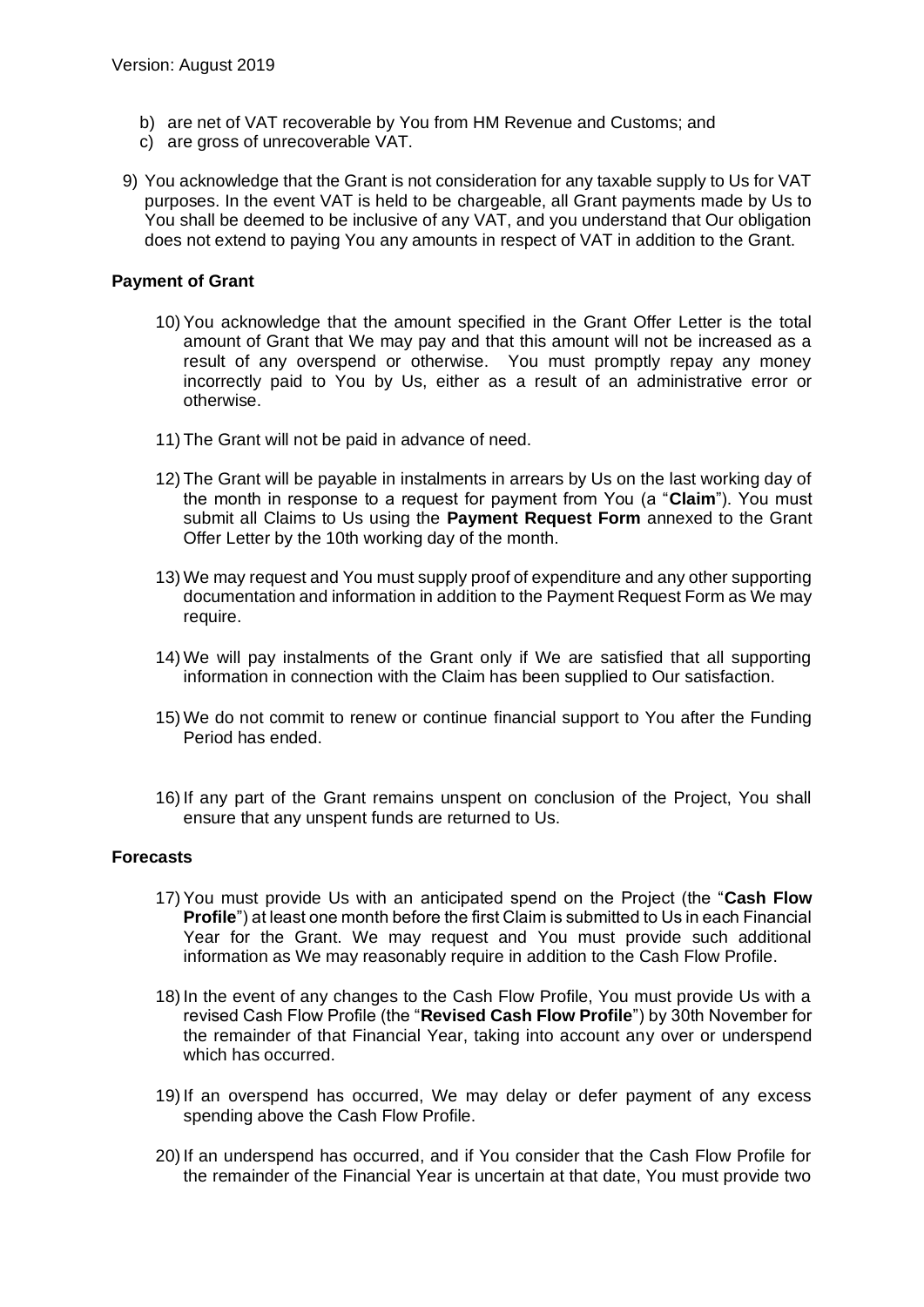b) are net of VAT recoverable by You from HM Revenue and Customs; and
c) are gross of unrecoverable VAT.

9) You acknowledge that the Grant is not consideration for any taxable supply to Us for VAT purposes. In the event VAT is held to be chargeable, all Grant payments made by Us to You shall be deemed to be inclusive of any VAT, and you understand that Our obligation does not extend to paying You any amounts in respect of VAT in addition to the Grant.

**Payment of Grant**

10) You acknowledge that the amount specified in the Grant Offer Letter is the total amount of Grant that We may pay and that this amount will not be increased as a result of any overspend or otherwise. You must promptly repay any money incorrectly paid to You by Us, either as a result of an administrative error or otherwise.

11) The Grant will not be paid in advance of need.

12) The Grant will be payable in instalments in arrears by Us on the last working day of the month in response to a request for payment from You (a "**Claim**"). You must submit all Claims to Us using the **Payment Request Form** annexed to the Grant Offer Letter by the 10th working day of the month.

13) We may request and You must supply proof of expenditure and any other supporting documentation and information in addition to the Payment Request Form as We may require.

14) We will pay instalments of the Grant only if We are satisfied that all supporting information in connection with the Claim has been supplied to Our satisfaction.

15) We do not commit to renew or continue financial support to You after the Funding Period has ended.

16) If any part of the Grant remains unspent on conclusion of the Project, You shall ensure that any unspent funds are returned to Us.

**Forecasts**

17) You must provide Us with an anticipated spend on the Project (the "**Cash Flow Profile**") at least one month before the first Claim is submitted to Us in each Financial Year for the Grant. We may request and You must provide such additional information as We may reasonably require in addition to the Cash Flow Profile.

18) In the event of any changes to the Cash Flow Profile, You must provide Us with a revised Cash Flow Profile (the "**Revised Cash Flow Profile**") by 30th November for the remainder of that Financial Year, taking into account any over or underspend which has occurred.

19) If an overspend has occurred, We may delay or defer payment of any excess spending above the Cash Flow Profile.

20) If an underspend has occurred, and if You consider that the Cash Flow Profile for the remainder of the Financial Year is uncertain at that date, You must provide two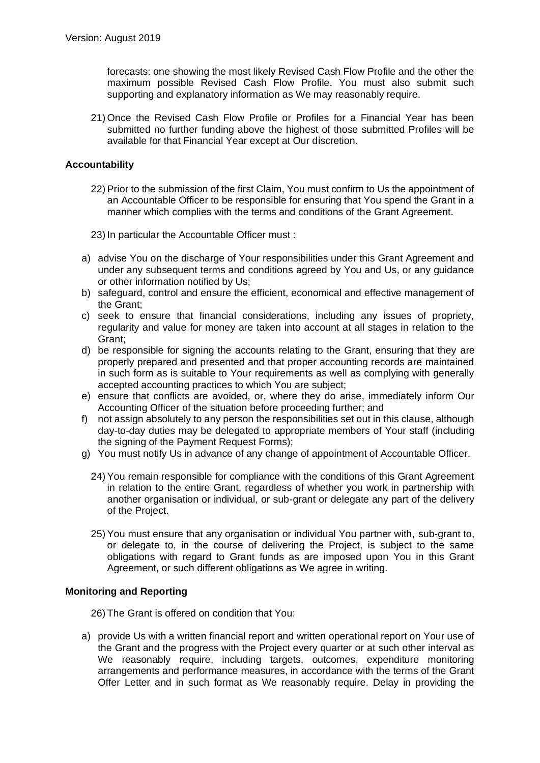forecasts: one showing the most likely Revised Cash Flow Profile and the other the maximum possible Revised Cash Flow Profile. You must also submit such supporting and explanatory information as We may reasonably require.

21) Once the Revised Cash Flow Profile or Profiles for a Financial Year has been submitted no further funding above the highest of those submitted Profiles will be available for that Financial Year except at Our discretion.

**Accountability**

22) Prior to the submission of the first Claim, You must confirm to Us the appointment of an Accountable Officer to be responsible for ensuring that You spend the Grant in a manner which complies with the terms and conditions of the Grant Agreement.

23) In particular the Accountable Officer must :

a) advise You on the discharge of Your responsibilities under this Grant Agreement and under any subsequent terms and conditions agreed by You and Us, or any guidance or other information notified by Us;
b) safeguard, control and ensure the efficient, economical and effective management of the Grant;
c) seek to ensure that financial considerations, including any issues of propriety, regularity and value for money are taken into account at all stages in relation to the Grant;
d) be responsible for signing the accounts relating to the Grant, ensuring that they are properly prepared and presented and that proper accounting records are maintained in such form as is suitable to Your requirements as well as complying with generally accepted accounting practices to which You are subject;
e) ensure that conflicts are avoided, or, where they do arise, immediately inform Our Accounting Officer of the situation before proceeding further; and
f) not assign absolutely to any person the responsibilities set out in this clause, although day-to-day duties may be delegated to appropriate members of Your staff (including the signing of the Payment Request Forms);
g) You must notify Us in advance of any change of appointment of Accountable Officer.

24) You remain responsible for compliance with the conditions of this Grant Agreement in relation to the entire Grant, regardless of whether you work in partnership with another organisation or individual, or sub-grant or delegate any part of the delivery of the Project.

25) You must ensure that any organisation or individual You partner with, sub-grant to, or delegate to, in the course of delivering the Project, is subject to the same obligations with regard to Grant funds as are imposed upon You in this Grant Agreement, or such different obligations as We agree in writing.

**Monitoring and Reporting**

26) The Grant is offered on condition that You:

a) provide Us with a written financial report and written operational report on Your use of the Grant and the progress with the Project every quarter or at such other interval as We reasonably require, including targets, outcomes, expenditure monitoring arrangements and performance measures, in accordance with the terms of the Grant Offer Letter and in such format as We reasonably require. Delay in providing the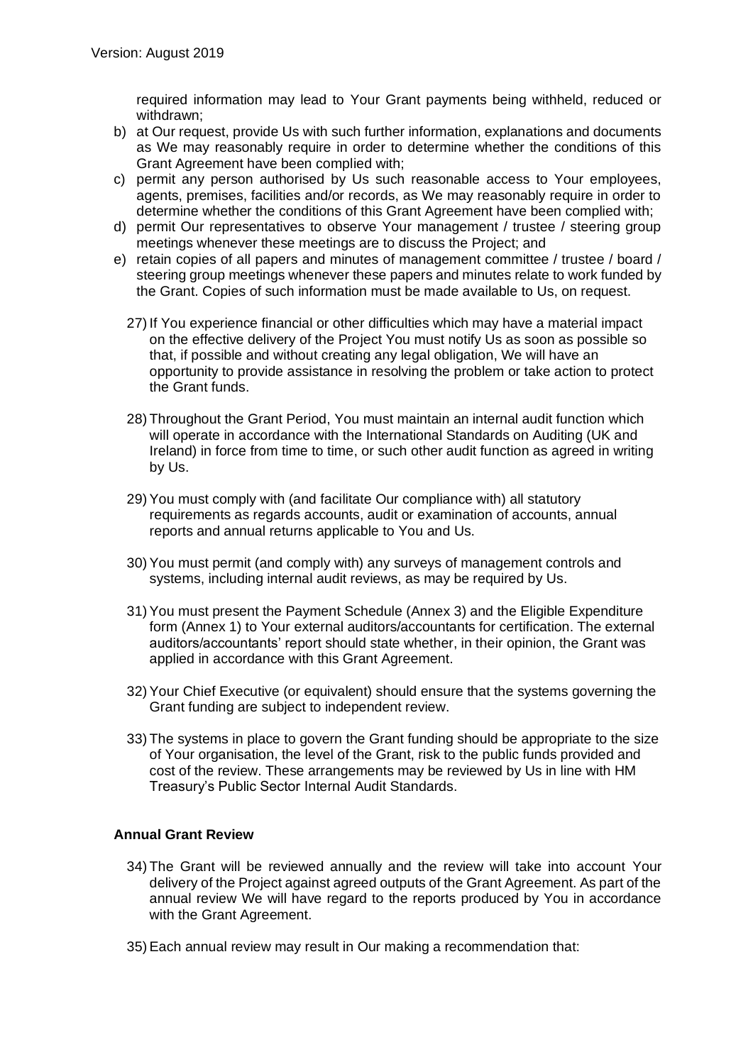required information may lead to Your Grant payments being withheld, reduced or withdrawn;

b) at Our request, provide Us with such further information, explanations and documents as We may reasonably require in order to determine whether the conditions of this Grant Agreement have been complied with;
c) permit any person authorised by Us such reasonable access to Your employees, agents, premises, facilities and/or records, as We may reasonably require in order to determine whether the conditions of this Grant Agreement have been complied with;
d) permit Our representatives to observe Your management / trustee / steering group meetings whenever these meetings are to discuss the Project; and
e) retain copies of all papers and minutes of management committee / trustee / board / steering group meetings whenever these papers and minutes relate to work funded by the Grant. Copies of such information must be made available to Us, on request.

27) If You experience financial or other difficulties which may have a material impact on the effective delivery of the Project You must notify Us as soon as possible so that, if possible and without creating any legal obligation, We will have an opportunity to provide assistance in resolving the problem or take action to protect the Grant funds.

28) Throughout the Grant Period, You must maintain an internal audit function which will operate in accordance with the International Standards on Auditing (UK and Ireland) in force from time to time, or such other audit function as agreed in writing by Us.

29) You must comply with (and facilitate Our compliance with) all statutory requirements as regards accounts, audit or examination of accounts, annual reports and annual returns applicable to You and Us.

30) You must permit (and comply with) any surveys of management controls and systems, including internal audit reviews, as may be required by Us.

31) You must present the Payment Schedule (Annex 3) and the Eligible Expenditure form (Annex 1) to Your external auditors/accountants for certification. The external auditors/accountants' report should state whether, in their opinion, the Grant was applied in accordance with this Grant Agreement.

32) Your Chief Executive (or equivalent) should ensure that the systems governing the Grant funding are subject to independent review.

33) The systems in place to govern the Grant funding should be appropriate to the size of Your organisation, the level of the Grant, risk to the public funds provided and cost of the review. These arrangements may be reviewed by Us in line with HM Treasury's Public Sector Internal Audit Standards.

**Annual Grant Review**

34) The Grant will be reviewed annually and the review will take into account Your delivery of the Project against agreed outputs of the Grant Agreement. As part of the annual review We will have regard to the reports produced by You in accordance with the Grant Agreement.

35) Each annual review may result in Our making a recommendation that: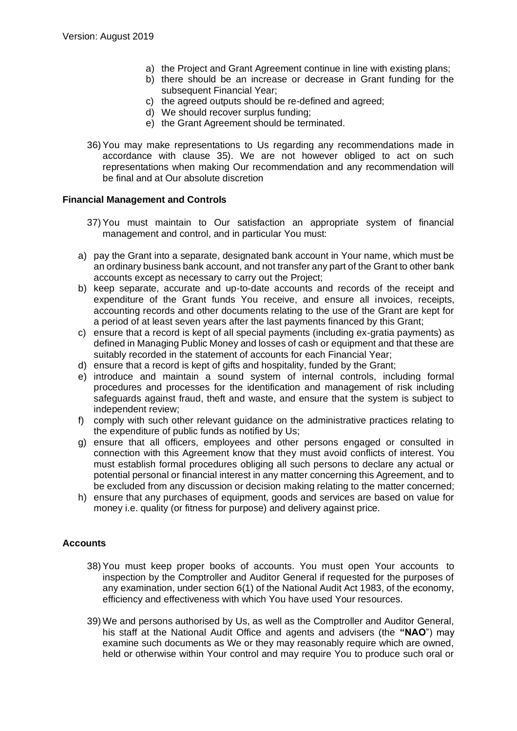a) the Project and Grant Agreement continue in line with existing plans;
b) there should be an increase or decrease in Grant funding for the subsequent Financial Year;
c) the agreed outputs should be re-defined and agreed;
d) We should recover surplus funding;
e) the Grant Agreement should be terminated.

36) You may make representations to Us regarding any recommendations made in accordance with clause 35). We are not however obliged to act on such representations when making Our recommendation and any recommendation will be final and at Our absolute discretion

**Financial Management and Controls**

37) You must maintain to Our satisfaction an appropriate system of financial management and control, and in particular You must:

a) pay the Grant into a separate, designated bank account in Your name, which must be an ordinary business bank account, and not transfer any part of the Grant to other bank accounts except as necessary to carry out the Project;
b) keep separate, accurate and up-to-date accounts and records of the receipt and expenditure of the Grant funds You receive, and ensure all invoices, receipts, accounting records and other documents relating to the use of the Grant are kept for a period of at least seven years after the last payments financed by this Grant;
c) ensure that a record is kept of all special payments (including ex-gratia payments) as defined in Managing Public Money and losses of cash or equipment and that these are suitably recorded in the statement of accounts for each Financial Year;
d) ensure that a record is kept of gifts and hospitality, funded by the Grant;
e) introduce and maintain a sound system of internal controls, including formal procedures and processes for the identification and management of risk including safeguards against fraud, theft and waste, and ensure that the system is subject to independent review;
f) comply with such other relevant guidance on the administrative practices relating to the expenditure of public funds as notified by Us;
g) ensure that all officers, employees and other persons engaged or consulted in connection with this Agreement know that they must avoid conflicts of interest. You must establish formal procedures obliging all such persons to declare any actual or potential personal or financial interest in any matter concerning this Agreement, and to be excluded from any discussion or decision making relating to the matter concerned;
h) ensure that any purchases of equipment, goods and services are based on value for money i.e. quality (or fitness for purpose) and delivery against price.

**Accounts**

38) You must keep proper books of accounts. You must open Your accounts to inspection by the Comptroller and Auditor General if requested for the purposes of any examination, under section 6(1) of the National Audit Act 1983, of the economy, efficiency and effectiveness with which You have used Your resources.

39) We and persons authorised by Us, as well as the Comptroller and Auditor General, his staff at the National Audit Office and agents and advisers (the **"NAO"**) may examine such documents as We or they may reasonably require which are owned, held or otherwise within Your control and may require You to produce such oral or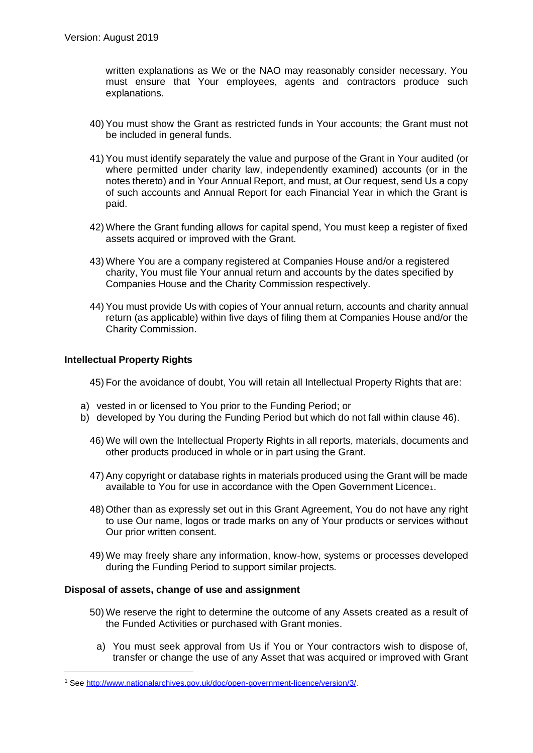written explanations as We or the NAO may reasonably consider necessary. You must ensure that Your employees, agents and contractors produce such explanations.

40) You must show the Grant as restricted funds in Your accounts; the Grant must not be included in general funds.

41) You must identify separately the value and purpose of the Grant in Your audited (or where permitted under charity law, independently examined) accounts (or in the notes thereto) and in Your Annual Report, and must, at Our request, send Us a copy of such accounts and Annual Report for each Financial Year in which the Grant is paid.

42) Where the Grant funding allows for capital spend, You must keep a register of fixed assets acquired or improved with the Grant.

43) Where You are a company registered at Companies House and/or a registered charity, You must file Your annual return and accounts by the dates specified by Companies House and the Charity Commission respectively.

44) You must provide Us with copies of Your annual return, accounts and charity annual return (as applicable) within five days of filing them at Companies House and/or the Charity Commission.

**Intellectual Property Rights**

45) For the avoidance of doubt, You will retain all Intellectual Property Rights that are:

a) vested in or licensed to You prior to the Funding Period; or
b) developed by You during the Funding Period but which do not fall within clause 46).

46) We will own the Intellectual Property Rights in all reports, materials, documents and other products produced in whole or in part using the Grant.

47) Any copyright or database rights in materials produced using the Grant will be made available to You for use in accordance with the Open Government Licence[1].

48) Other than as expressly set out in this Grant Agreement, You do not have any right to use Our name, logos or trade marks on any of Your products or services without Our prior written consent.

49) We may freely share any information, know-how, systems or processes developed during the Funding Period to support similar projects.

**Disposal of assets, change of use and assignment**

50) We reserve the right to determine the outcome of any Assets created as a result of the Funded Activities or purchased with Grant monies.

a) You must seek approval from Us if You or Your contractors wish to dispose of, transfer or change the use of any Asset that was acquired or improved with Grant

---

[1] See http://www.nationalarchives.gov.uk/doc/open-government-licence/version/3/.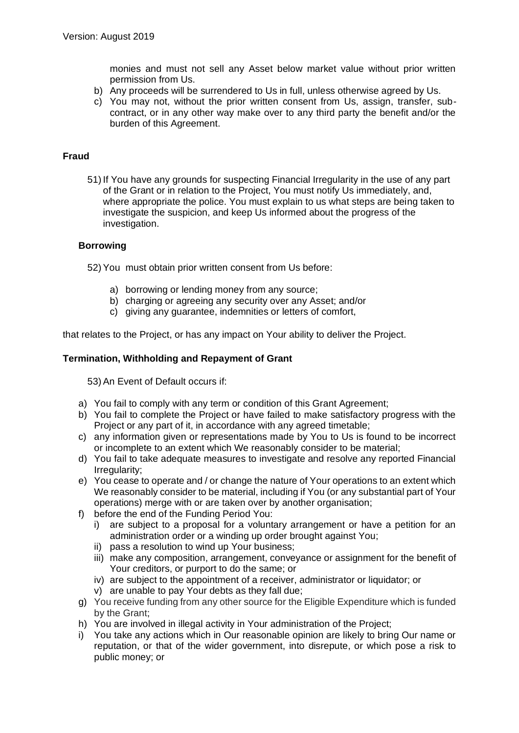monies and must not sell any Asset below market value without prior written permission from Us.

b) Any proceeds will be surrendered to Us in full, unless otherwise agreed by Us.
c) You may not, without the prior written consent from Us, assign, transfer, sub-contract, or in any other way make over to any third party the benefit and/or the burden of this Agreement.

**Fraud**

51) If You have any grounds for suspecting Financial Irregularity in the use of any part of the Grant or in relation to the Project, You must notify Us immediately, and, where appropriate the police. You must explain to us what steps are being taken to investigate the suspicion, and keep Us informed about the progress of the investigation.

**Borrowing**

52) You must obtain prior written consent from Us before:

a) borrowing or lending money from any source;
b) charging or agreeing any security over any Asset; and/or
c) giving any guarantee, indemnities or letters of comfort,

that relates to the Project, or has any impact on Your ability to deliver the Project.

**Termination, Withholding and Repayment of Grant**

53) An Event of Default occurs if:

a) You fail to comply with any term or condition of this Grant Agreement;
b) You fail to complete the Project or have failed to make satisfactory progress with the Project or any part of it, in accordance with any agreed timetable;
c) any information given or representations made by You to Us is found to be incorrect or incomplete to an extent which We reasonably consider to be material;
d) You fail to take adequate measures to investigate and resolve any reported Financial Irregularity;
e) You cease to operate and / or change the nature of Your operations to an extent which We reasonably consider to be material, including if You (or any substantial part of Your operations) merge with or are taken over by another organisation;
f) before the end of the Funding Period You:
   i) are subject to a proposal for a voluntary arrangement or have a petition for an administration order or a winding up order brought against You;
   ii) pass a resolution to wind up Your business;
   iii) make any composition, arrangement, conveyance or assignment for the benefit of Your creditors, or purport to do the same; or
   iv) are subject to the appointment of a receiver, administrator or liquidator; or
   v) are unable to pay Your debts as they fall due;
g) You receive funding from any other source for the Eligible Expenditure which is funded by the Grant;
h) You are involved in illegal activity in Your administration of the Project;
i) You take any actions which in Our reasonable opinion are likely to bring Our name or reputation, or that of the wider government, into disrepute, or which pose a risk to public money; or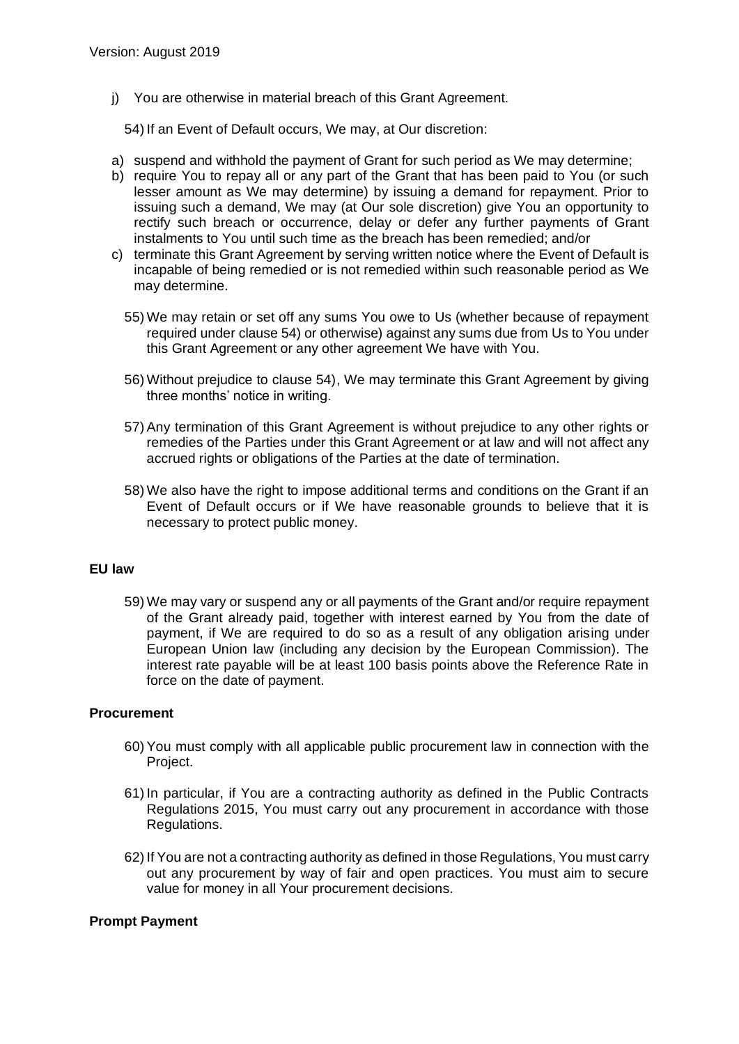j) You are otherwise in material breach of this Grant Agreement.

54) If an Event of Default occurs, We may, at Our discretion:

a) suspend and withhold the payment of Grant for such period as We may determine;
b) require You to repay all or any part of the Grant that has been paid to You (or such lesser amount as We may determine) by issuing a demand for repayment. Prior to issuing such a demand, We may (at Our sole discretion) give You an opportunity to rectify such breach or occurrence, delay or defer any further payments of Grant instalments to You until such time as the breach has been remedied; and/or
c) terminate this Grant Agreement by serving written notice where the Event of Default is incapable of being remedied or is not remedied within such reasonable period as We may determine.

55) We may retain or set off any sums You owe to Us (whether because of repayment required under clause 54) or otherwise) against any sums due from Us to You under this Grant Agreement or any other agreement We have with You.

56) Without prejudice to clause 54), We may terminate this Grant Agreement by giving three months' notice in writing.

57) Any termination of this Grant Agreement is without prejudice to any other rights or remedies of the Parties under this Grant Agreement or at law and will not affect any accrued rights or obligations of the Parties at the date of termination.

58) We also have the right to impose additional terms and conditions on the Grant if an Event of Default occurs or if We have reasonable grounds to believe that it is necessary to protect public money.

**EU law**

59) We may vary or suspend any or all payments of the Grant and/or require repayment of the Grant already paid, together with interest earned by You from the date of payment, if We are required to do so as a result of any obligation arising under European Union law (including any decision by the European Commission). The interest rate payable will be at least 100 basis points above the Reference Rate in force on the date of payment.

**Procurement**

60) You must comply with all applicable public procurement law in connection with the Project.

61) In particular, if You are a contracting authority as defined in the Public Contracts Regulations 2015, You must carry out any procurement in accordance with those Regulations.

62) If You are not a contracting authority as defined in those Regulations, You must carry out any procurement by way of fair and open practices. You must aim to secure value for money in all Your procurement decisions.

**Prompt Payment**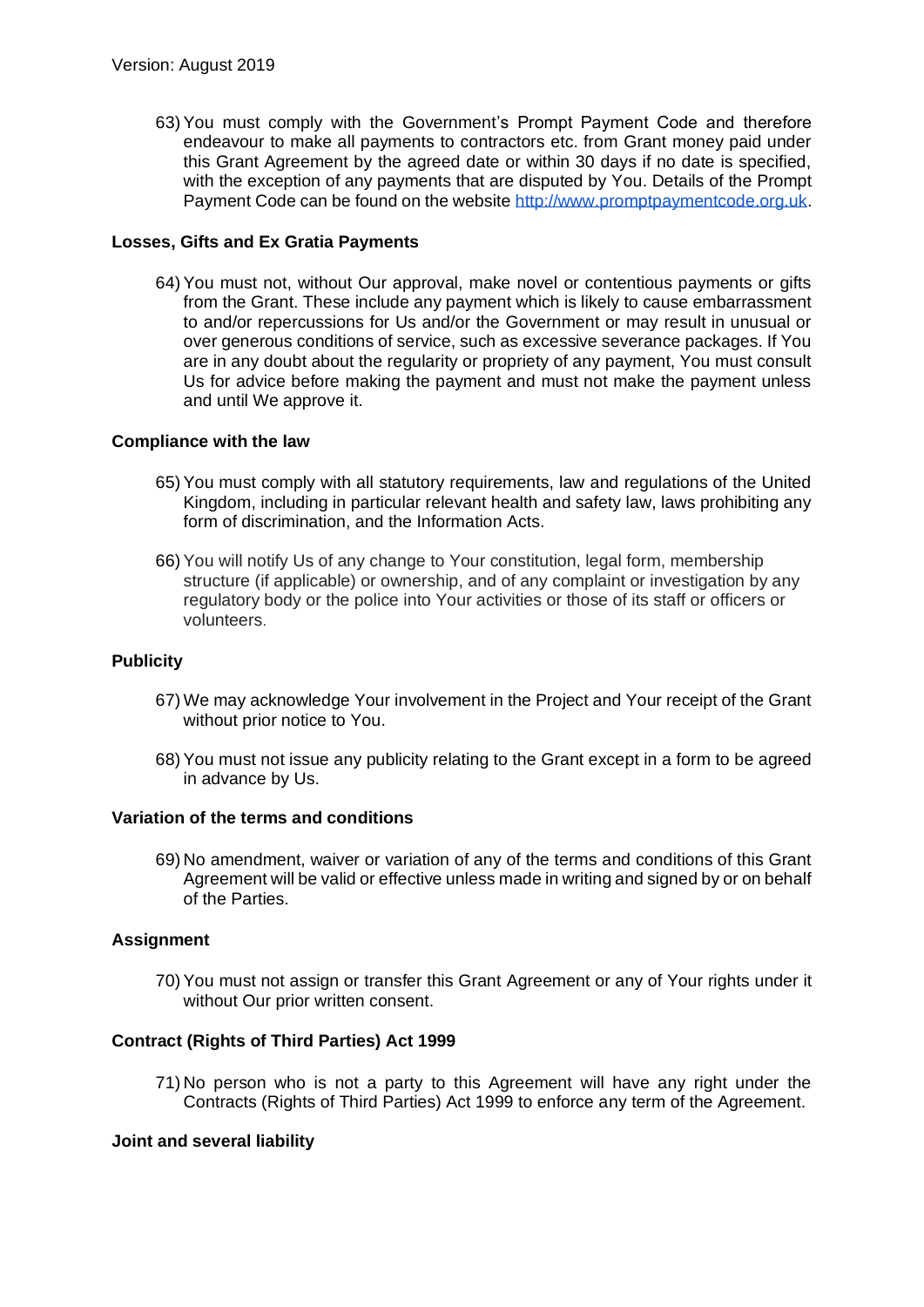63) You must comply with the Government's Prompt Payment Code and therefore endeavour to make all payments to contractors etc. from Grant money paid under this Grant Agreement by the agreed date or within 30 days if no date is specified, with the exception of any payments that are disputed by You. Details of the Prompt Payment Code can be found on the website http://www.promptpaymentcode.org.uk.

**Losses, Gifts and Ex Gratia Payments**

64) You must not, without Our approval, make novel or contentious payments or gifts from the Grant. These include any payment which is likely to cause embarrassment to and/or repercussions for Us and/or the Government or may result in unusual or over generous conditions of service, such as excessive severance packages. If You are in any doubt about the regularity or propriety of any payment, You must consult Us for advice before making the payment and must not make the payment unless and until We approve it.

**Compliance with the law**

65) You must comply with all statutory requirements, law and regulations of the United Kingdom, including in particular relevant health and safety law, laws prohibiting any form of discrimination, and the Information Acts.

66) You will notify Us of any change to Your constitution, legal form, membership structure (if applicable) or ownership, and of any complaint or investigation by any regulatory body or the police into Your activities or those of its staff or officers or volunteers.

**Publicity**

67) We may acknowledge Your involvement in the Project and Your receipt of the Grant without prior notice to You.

68) You must not issue any publicity relating to the Grant except in a form to be agreed in advance by Us.

**Variation of the terms and conditions**

69) No amendment, waiver or variation of any of the terms and conditions of this Grant Agreement will be valid or effective unless made in writing and signed by or on behalf of the Parties.

**Assignment**

70) You must not assign or transfer this Grant Agreement or any of Your rights under it without Our prior written consent.

**Contract (Rights of Third Parties) Act 1999**

71) No person who is not a party to this Agreement will have any right under the Contracts (Rights of Third Parties) Act 1999 to enforce any term of the Agreement.

**Joint and several liability**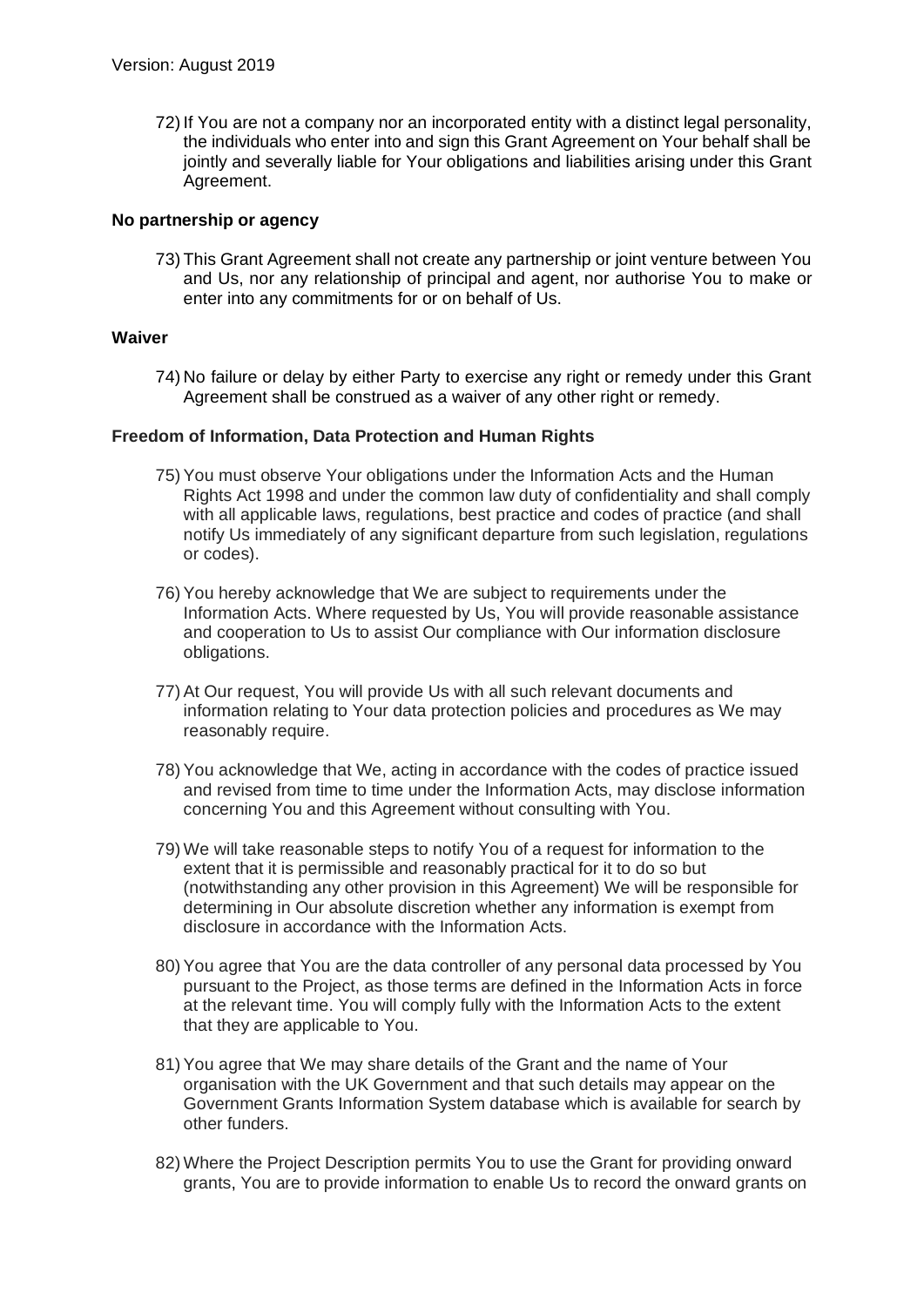72) If You are not a company nor an incorporated entity with a distinct legal personality, the individuals who enter into and sign this Grant Agreement on Your behalf shall be jointly and severally liable for Your obligations and liabilities arising under this Grant Agreement.

**No partnership or agency**

73) This Grant Agreement shall not create any partnership or joint venture between You and Us, nor any relationship of principal and agent, nor authorise You to make or enter into any commitments for or on behalf of Us.

**Waiver**

74) No failure or delay by either Party to exercise any right or remedy under this Grant Agreement shall be construed as a waiver of any other right or remedy.

**Freedom of Information, Data Protection and Human Rights**

75) You must observe Your obligations under the Information Acts and the Human Rights Act 1998 and under the common law duty of confidentiality and shall comply with all applicable laws, regulations, best practice and codes of practice (and shall notify Us immediately of any significant departure from such legislation, regulations or codes).

76) You hereby acknowledge that We are subject to requirements under the Information Acts. Where requested by Us, You will provide reasonable assistance and cooperation to Us to assist Our compliance with Our information disclosure obligations.

77) At Our request, You will provide Us with all such relevant documents and information relating to Your data protection policies and procedures as We may reasonably require.

78) You acknowledge that We, acting in accordance with the codes of practice issued and revised from time to time under the Information Acts, may disclose information concerning You and this Agreement without consulting with You.

79) We will take reasonable steps to notify You of a request for information to the extent that it is permissible and reasonably practical for it to do so but (notwithstanding any other provision in this Agreement) We will be responsible for determining in Our absolute discretion whether any information is exempt from disclosure in accordance with the Information Acts.

80) You agree that You are the data controller of any personal data processed by You pursuant to the Project, as those terms are defined in the Information Acts in force at the relevant time. You will comply fully with the Information Acts to the extent that they are applicable to You.

81) You agree that We may share details of the Grant and the name of Your organisation with the UK Government and that such details may appear on the Government Grants Information System database which is available for search by other funders.

82) Where the Project Description permits You to use the Grant for providing onward grants, You are to provide information to enable Us to record the onward grants on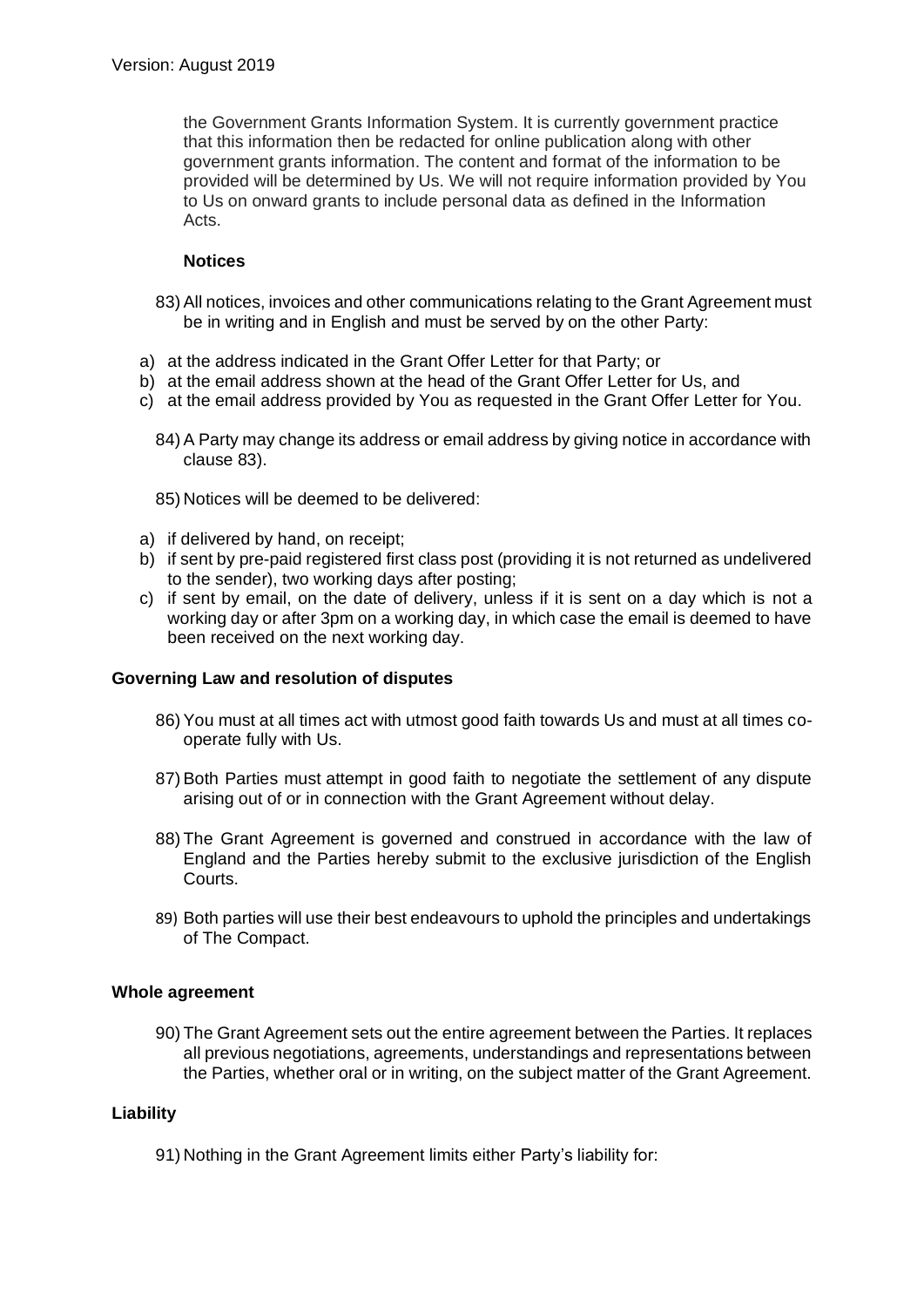the Government Grants Information System. It is currently government practice that this information then be redacted for online publication along with other government grants information. The content and format of the information to be provided will be determined by Us. We will not require information provided by You to Us on onward grants to include personal data as defined in the Information Acts.

**Notices**

83) All notices, invoices and other communications relating to the Grant Agreement must be in writing and in English and must be served by on the other Party:

a) at the address indicated in the Grant Offer Letter for that Party; or
b) at the email address shown at the head of the Grant Offer Letter for Us, and
c) at the email address provided by You as requested in the Grant Offer Letter for You.

84) A Party may change its address or email address by giving notice in accordance with clause 83).

85) Notices will be deemed to be delivered:

a) if delivered by hand, on receipt;
b) if sent by pre-paid registered first class post (providing it is not returned as undelivered to the sender), two working days after posting;
c) if sent by email, on the date of delivery, unless if it is sent on a day which is not a working day or after 3pm on a working day, in which case the email is deemed to have been received on the next working day.

**Governing Law and resolution of disputes**

86) You must at all times act with utmost good faith towards Us and must at all times co-operate fully with Us.

87) Both Parties must attempt in good faith to negotiate the settlement of any dispute arising out of or in connection with the Grant Agreement without delay.

88) The Grant Agreement is governed and construed in accordance with the law of England and the Parties hereby submit to the exclusive jurisdiction of the English Courts.

89) Both parties will use their best endeavours to uphold the principles and undertakings of The Compact.

**Whole agreement**

90) The Grant Agreement sets out the entire agreement between the Parties. It replaces all previous negotiations, agreements, understandings and representations between the Parties, whether oral or in writing, on the subject matter of the Grant Agreement.

**Liability**

91) Nothing in the Grant Agreement limits either Party's liability for: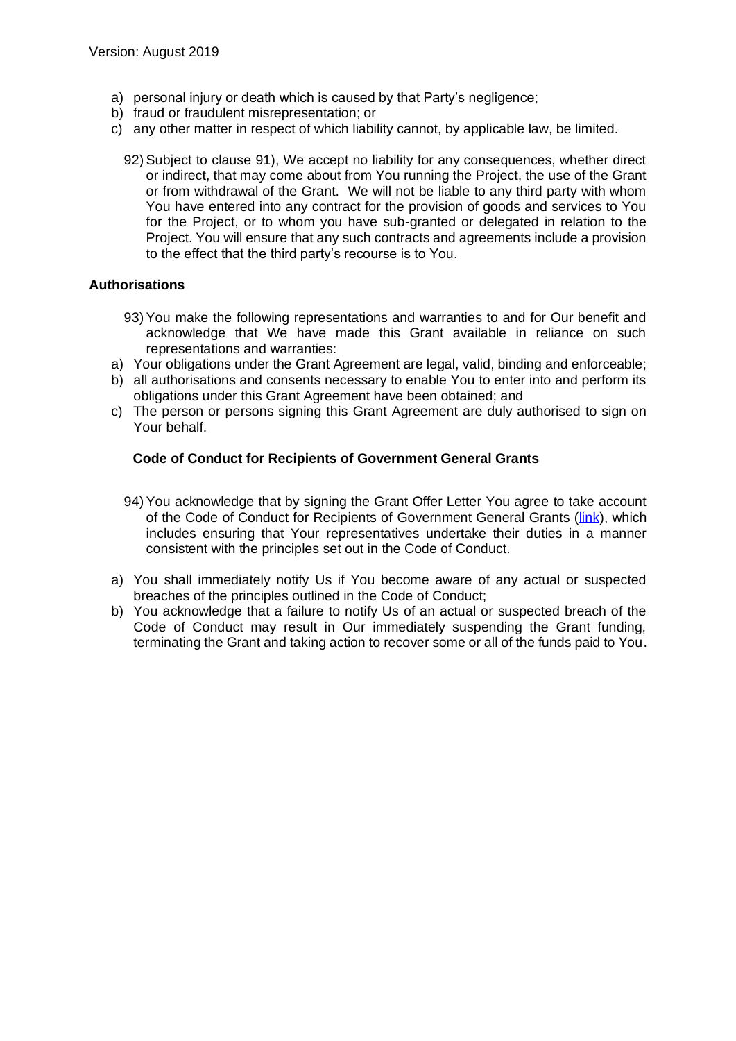a) personal injury or death which is caused by that Party's negligence;
b) fraud or fraudulent misrepresentation; or
c) any other matter in respect of which liability cannot, by applicable law, be limited.

92) Subject to clause 91), We accept no liability for any consequences, whether direct or indirect, that may come about from You running the Project, the use of the Grant or from withdrawal of the Grant. We will not be liable to any third party with whom You have entered into any contract for the provision of goods and services to You for the Project, or to whom you have sub-granted or delegated in relation to the Project. You will ensure that any such contracts and agreements include a provision to the effect that the third party's recourse is to You.

**Authorisations**

93) You make the following representations and warranties to and for Our benefit and acknowledge that We have made this Grant available in reliance on such representations and warranties:

a) Your obligations under the Grant Agreement are legal, valid, binding and enforceable;
b) all authorisations and consents necessary to enable You to enter into and perform its obligations under this Grant Agreement have been obtained; and
c) The person or persons signing this Grant Agreement are duly authorised to sign on Your behalf.

**Code of Conduct for Recipients of Government General Grants**

94) You acknowledge that by signing the Grant Offer Letter You agree to take account of the Code of Conduct for Recipients of Government General Grants (link), which includes ensuring that Your representatives undertake their duties in a manner consistent with the principles set out in the Code of Conduct.

a) You shall immediately notify Us if You become aware of any actual or suspected breaches of the principles outlined in the Code of Conduct;
b) You acknowledge that a failure to notify Us of an actual or suspected breach of the Code of Conduct may result in Our immediately suspending the Grant funding, terminating the Grant and taking action to recover some or all of the funds paid to You.